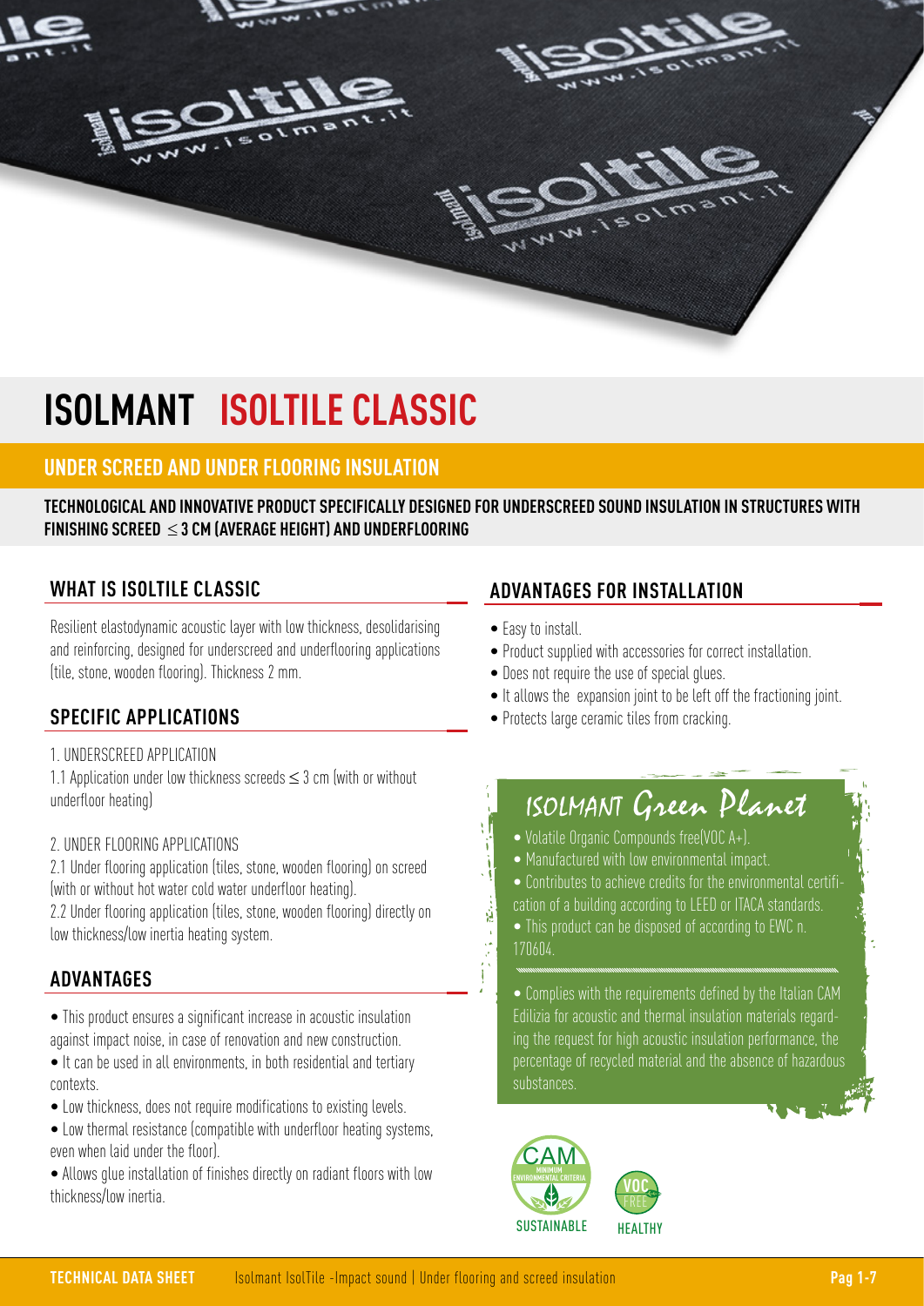# ISOLMANT ISOLTILE CLASSIC

## UNDER SCREED AND UNDER FLOORING INSULATION

**TECHNOLOGICAL AND INNOVATIVE PRODUCT SPECIFICALLY DESIGNED FOR UNDERSCREED SOUND INSULATION IN STRUCTURES WITH FINISHING SCREED $\leq$ 3 CM (AVERAGE HEIGHT) AND UNDERFLOORING**

### WHAT IS ISOLTILE CLASSIC

Resilient elastodynamic acoustic layer with low thickness, desolidarising and reinforcing, designed for underscreed and underflooring applications (tile, stone, wooden flooring). Thickness 2 mm.

### SPECIFIC APPLICATIONS

1. UNDERSCREED APPLICATION

1.1 Application under low thickness screeds $\leq$ 3 cm (with or without underfloor heating)

2. UNDER FLOORING APPLICATIONS

2.1 Under flooring application (tiles, stone, wooden flooring) on screed (with or without hot water cold water underfloor heating).

2.2 Under flooring application (tiles, stone, wooden flooring) directly on low thickness/low inertia heating system.

### ADVANTAGES

- This product ensures a significant increase in acoustic insulation against impact noise, in case of renovation and new construction.
- It can be used in all environments, in both residential and tertiary contexts.
- Low thickness, does not require modifications to existing levels.
- Low thermal resistance (compatible with underfloor heating systems, even when laid under the floor).
- Allows glue installation of finishes directly on radiant floors with low thickness/low inertia.

### ADVANTAGES FOR INSTALLATION

- Easy to install.
- Product supplied with accessories for correct installation.
- Does not require the use of special glues.
- It allows the expansion joint to be left off the fractioning joint.
- Protects large ceramic tiles from cracking.

### ISOLMANT Green Planet

- Volatile Organic Compounds free(VOC A+).
- Manufactured with low environmental impact.
- Contributes to achieve credits for the environmental certification of a building according to LEED or ITACA standards.
- This product can be disposed of according to EWC n. 170604.

- Complies with the requirements defined by the Italian CAM Edilizia for acoustic and thermal insulation materials regarding the request for high acoustic insulation performance, the percentage of recycled material and the absence of hazardous substances.

CAM MINIMUM ENVIRONMENTAL CRITERIA SUSTAINABLE

VOC FREE HEALTHY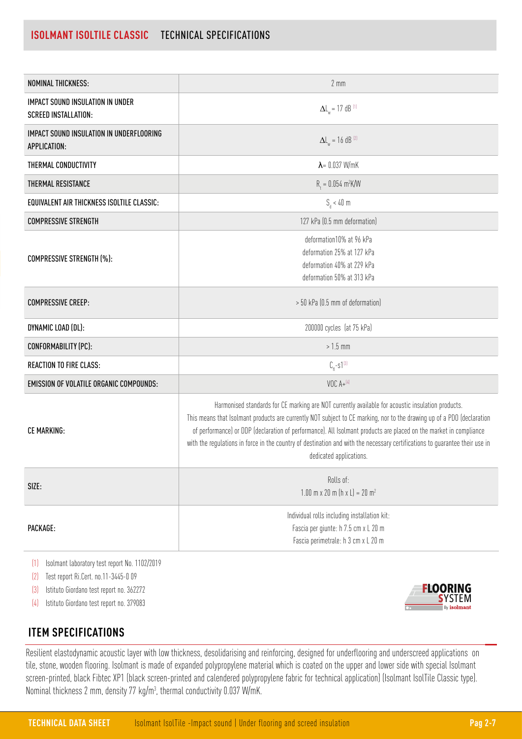## ISOLMANT ISOLTILE CLASSIC TECHNICAL SPECIFICATIONS

| | |
|---|---|
| NOMINAL THICKNESS: | 2 mm |
| IMPACT SOUND INSULATION IN UNDER SCREED INSTALLATION: | $\Delta L_w$ = 17 dB [1] |
| IMPACT SOUND INSULATION IN UNDERFLOORING APPLICATION: | $\Delta L_w$ = 16 dB [2] |
| THERMAL CONDUCTIVITY | $\lambda$= 0.037 W/mK |
| THERMAL RESISTANCE | $R_t$ = 0.054 $m^2K/W$ |
| EQUIVALENT AIR THICKNESS ISOLTILE CLASSIC: | $S_d$ < 40 m |
| COMPRESSIVE STRENGTH | 127 kPa (0.5 mm deformation) |
| COMPRESSIVE STRENGTH (%): | deformation10% at 96 kPa<br>deformation 25% at 127 kPa<br>deformation 40% at 229 kPa<br>deformation 50% at 313 kPa |
| COMPRESSIVE CREEP: | > 50 kPa (0.5 mm of deformation) |
| DYNAMIC LOAD (DL): | 200000 cycles (at 75 kPa) |
| CONFORMABILITY (PC): | > 1.5 mm |
| REACTION TO FIRE CLASS: | $C_{fl}$-s1 [3] |
| EMISSION OF VOLATILE ORGANIC COMPOUNDS: | VOC A+ [4] |
| CE MARKING: | Harmonised standards for CE marking are NOT currently available for acoustic insulation products. This means that Isolmant products are currently NOT subject to CE marking, nor to the drawing up of a PDO (declaration of performance) or DDP (declaration of performance). All Isolmant products are placed on the market in compliance with the regulations in force in the country of destination and with the necessary certifications to guarantee their use in dedicated applications. |
| SIZE: | Rolls of:<br>1.00 m x 20 m (h x L) = 20 $m^2$ |
| PACKAGE: | Individual rolls including installation kit:<br>Fascia per giunte: h 7.5 cm x L 20 m<br>Fascia perimetrale: h 3 cm x L 20 m |

(1) Isolmant laboratory test report No. 1102/2019

(2) Test report Ri.Cert. no.11-3445-0 09

(3) Istituto Giordano test report no. 362272

(4) Istituto Giordano test report no. 379083

## ITEM SPECIFICATIONS

Resilient elastodynamic acoustic layer with low thickness, desolidarising and reinforcing, designed for underflooring and underscreed applications on tile, stone, wooden flooring. Isolmant is made of expanded polypropylene material which is coated on the upper and lower side with special Isolmant screen-printed, black Fibtec XP1 (black screen-printed and calendered polypropylene fabric for technical application) (Isolmant IsolTile Classic type). Nominal thickness 2 mm, density 77 $kg/m^3$, thermal conductivity 0.037 W/mK.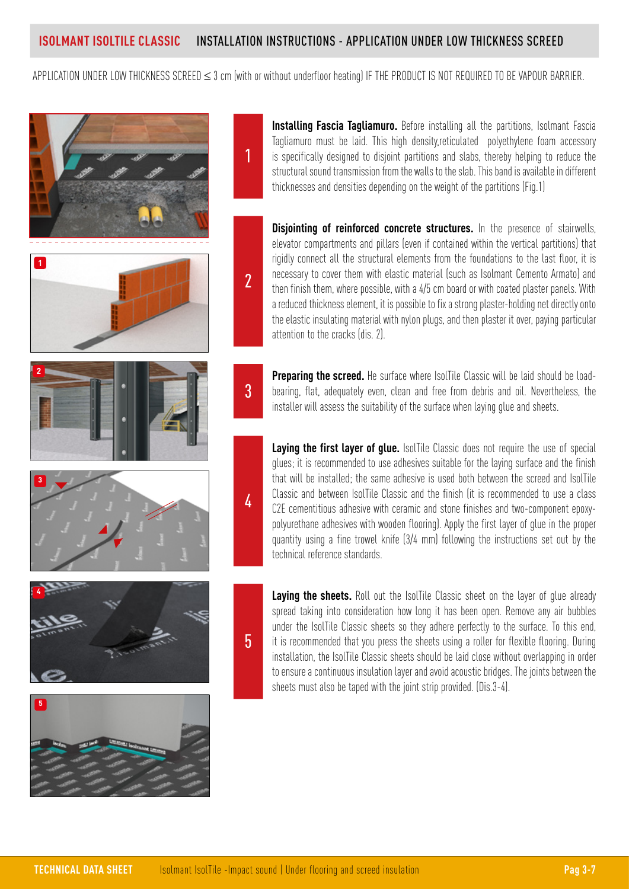## ISOLMANT ISOLTILE CLASSIC INSTALLATION INSTRUCTIONS - APPLICATION UNDER LOW THICKNESS SCREED

APPLICATION UNDER LOW THICKNESS SCREED ≤ 3 cm (with or without underfloor heating) IF THE PRODUCT IS NOT REQUIRED TO BE VAPOUR BARRIER.

1. **Installing Fascia Tagliamuro.** Before installing all the partitions, Isolmant Fascia Tagliamuro must be laid. This high density,reticulated polyethylene foam accessory is specifically designed to disjoint partitions and slabs, thereby helping to reduce the structural sound transmission from the walls to the slab. This band is available in different thicknesses and densities depending on the weight of the partitions (Fig.1)

2. **Disjointing of reinforced concrete structures.** In the presence of stairwells, elevator compartments and pillars (even if contained within the vertical partitions) that rigidly connect all the structural elements from the foundations to the last floor, it is necessary to cover them with elastic material (such as Isolmant Cemento Armato) and then finish them, where possible, with a 4/5 cm board or with coated plaster panels. With a reduced thickness element, it is possible to fix a strong plaster-holding net directly onto the elastic insulating material with nylon plugs, and then plaster it over, paying particular attention to the cracks (dis. 2).

3. **Preparing the screed.** He surface where IsolTile Classic will be laid should be load-bearing, flat, adequately even, clean and free from debris and oil. Nevertheless, the installer will assess the suitability of the surface when laying glue and sheets.

4. **Laying the first layer of glue.** IsolTile Classic does not require the use of special glues; it is recommended to use adhesives suitable for the laying surface and the finish that will be installed; the same adhesive is used both between the screed and IsolTile Classic and between IsolTile Classic and the finish (it is recommended to use a class C2E cementitious adhesive with ceramic and stone finishes and two-component epoxy-polyurethane adhesives with wooden flooring). Apply the first layer of glue in the proper quantity using a fine trowel knife (3/4 mm) following the instructions set out by the technical reference standards.

5. **Laying the sheets.** Roll out the IsolTile Classic sheet on the layer of glue already spread taking into consideration how long it has been open. Remove any air bubbles under the IsolTile Classic sheets so they adhere perfectly to the surface. To this end, it is recommended that you press the sheets using a roller for flexible flooring. During installation, the IsolTile Classic sheets should be laid close without overlapping in order to ensure a continuous insulation layer and avoid acoustic bridges. The joints between the sheets must also be taped with the joint strip provided. (Dis.3-4).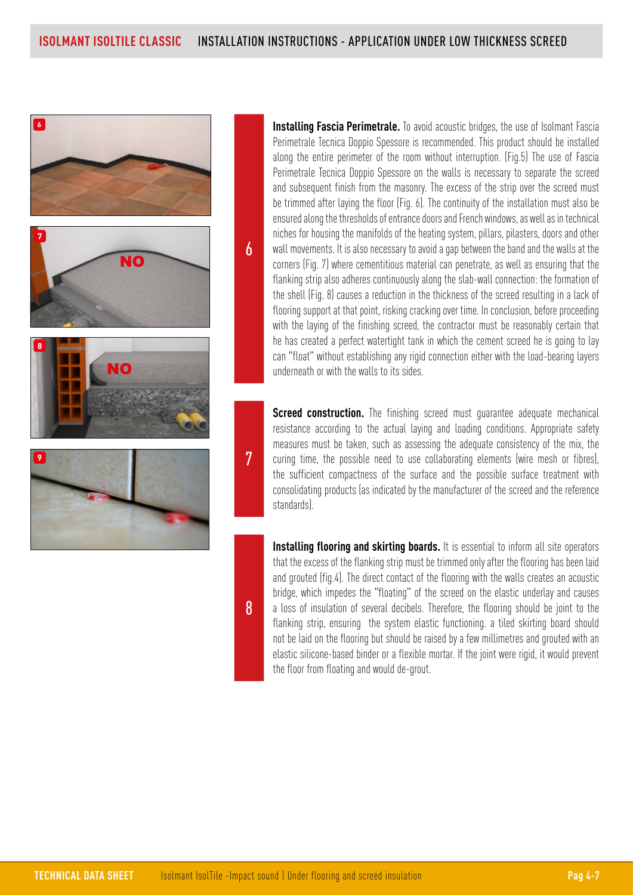## ISOLMANT ISOLTILE CLASSIC INSTALLATION INSTRUCTIONS - APPLICATION UNDER LOW THICKNESS SCREED

**6**

**Installing Fascia Perimetrale.** To avoid acoustic bridges, the use of Isolmant Fascia Perimetrale Tecnica Doppio Spessore is recommended. This product should be installed along the entire perimeter of the room without interruption. (Fig.5) The use of Fascia Perimetrale Tecnica Doppio Spessore on the walls is necessary to separate the screed and subsequent finish from the masonry. The excess of the strip over the screed must be trimmed after laying the floor (Fig. 6). The continuity of the installation must also be ensured along the thresholds of entrance doors and French windows, as well as in technical niches for housing the manifolds of the heating system, pillars, pilasters, doors and other wall movements. It is also necessary to avoid a gap between the band and the walls at the corners (Fig. 7) where cementitious material can penetrate, as well as ensuring that the flanking strip also adheres continuously along the slab-wall connection: the formation of the shell (Fig. 8) causes a reduction in the thickness of the screed resulting in a lack of flooring support at that point, risking cracking over time. In conclusion, before proceeding with the laying of the finishing screed, the contractor must be reasonably certain that he has created a perfect watertight tank in which the cement screed he is going to lay can "float" without establishing any rigid connection either with the load-bearing layers underneath or with the walls to its sides.

**7**

**Screed construction.** The finishing screed must guarantee adequate mechanical resistance according to the actual laying and loading conditions. Appropriate safety measures must be taken, such as assessing the adequate consistency of the mix, the curing time, the possible need to use collaborating elements (wire mesh or fibres), the sufficient compactness of the surface and the possible surface treatment with consolidating products (as indicated by the manufacturer of the screed and the reference standards).

**8**

**Installing flooring and skirting boards.** It is essential to inform all site operators that the excess of the flanking strip must be trimmed only after the flooring has been laid and grouted (fig.4). The direct contact of the flooring with the walls creates an acoustic bridge, which impedes the "floating" of the screed on the elastic underlay and causes a loss of insulation of several decibels. Therefore, the flooring should be joint to the flanking strip, ensuring the system elastic functioning. a tiled skirting board should not be laid on the flooring but should be raised by a few millimetres and grouted with an elastic silicone-based binder or a flexible mortar. If the joint were rigid, it would prevent the floor from floating and would de-grout.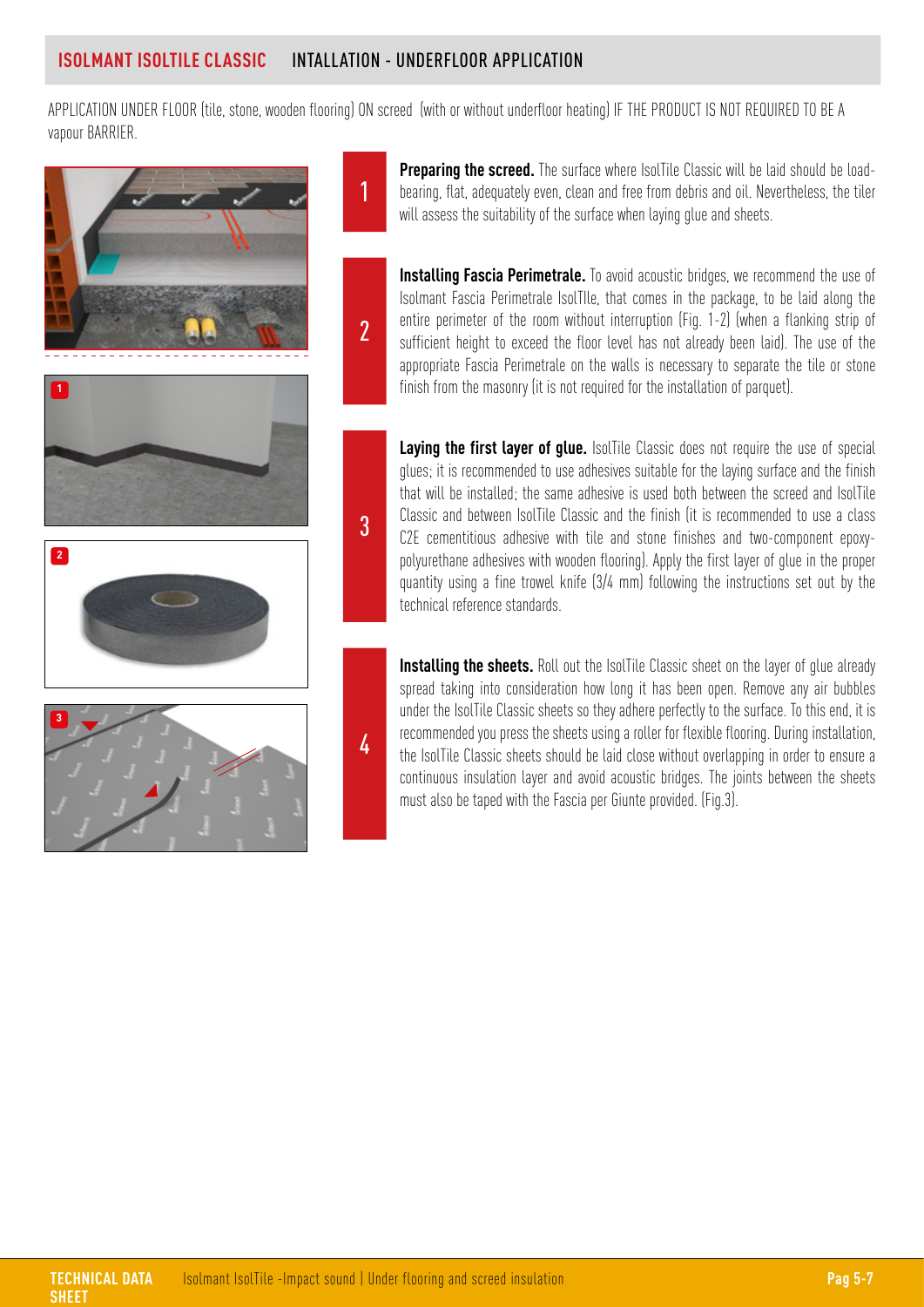## ISOLMANT ISOLTILE CLASSIC INTALLATION - UNDERFLOOR APPLICATION

APPLICATION UNDER FLOOR (tile, stone, wooden flooring) ON screed (with or without underfloor heating) IF THE PRODUCT IS NOT REQUIRED TO BE A vapour BARRIER.

1. **Preparing the screed.** The surface where IsolTile Classic will be laid should be load-bearing, flat, adequately even, clean and free from debris and oil. Nevertheless, the tiler will assess the suitability of the surface when laying glue and sheets.

2. **Installing Fascia Perimetrale.** To avoid acoustic bridges, we recommend the use of Isolmant Fascia Perimetrale IsolTIle, that comes in the package, to be laid along the entire perimeter of the room without interruption (Fig. 1-2) (when a flanking strip of sufficient height to exceed the floor level has not already been laid). The use of the appropriate Fascia Perimetrale on the walls is necessary to separate the tile or stone finish from the masonry (it is not required for the installation of parquet).

3. **Laying the first layer of glue.** IsolTile Classic does not require the use of special glues; it is recommended to use adhesives suitable for the laying surface and the finish that will be installed; the same adhesive is used both between the screed and IsolTile Classic and between IsolTile Classic and the finish (it is recommended to use a class C2E cementitious adhesive with tile and stone finishes and two-component epoxy-polyurethane adhesives with wooden flooring). Apply the first layer of glue in the proper quantity using a fine trowel knife (3/4 mm) following the instructions set out by the technical reference standards.

4. **Installing the sheets.** Roll out the IsolTile Classic sheet on the layer of glue already spread taking into consideration how long it has been open. Remove any air bubbles under the IsolTile Classic sheets so they adhere perfectly to the surface. To this end, it is recommended you press the sheets using a roller for flexible flooring. During installation, the IsolTile Classic sheets should be laid close without overlapping in order to ensure a continuous insulation layer and avoid acoustic bridges. The joints between the sheets must also be taped with the Fascia per Giunte provided. (Fig.3).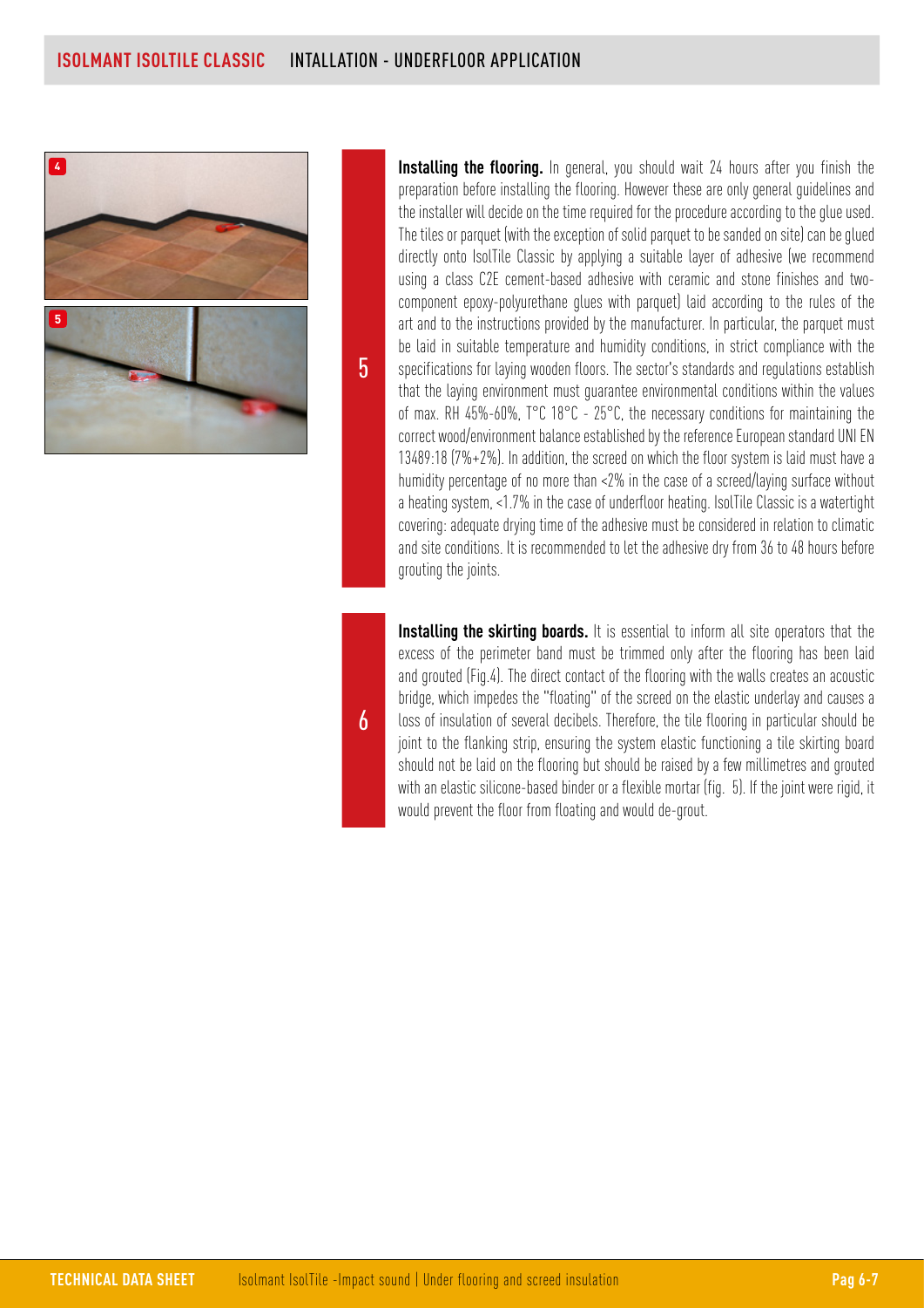5

**Installing the flooring.** In general, you should wait 24 hours after you finish the preparation before installing the flooring. However these are only general guidelines and the installer will decide on the time required for the procedure according to the glue used. The tiles or parquet (with the exception of solid parquet to be sanded on site) can be glued directly onto IsolTile Classic by applying a suitable layer of adhesive (we recommend using a class C2E cement-based adhesive with ceramic and stone finishes and two-component epoxy-polyurethane glues with parquet) laid according to the rules of the art and to the instructions provided by the manufacturer. In particular, the parquet must be laid in suitable temperature and humidity conditions, in strict compliance with the specifications for laying wooden floors. The sector's standards and regulations establish that the laying environment must guarantee environmental conditions within the values of max. RH 45%-60%, T°C 18°C - 25°C, the necessary conditions for maintaining the correct wood/environment balance established by the reference European standard UNI EN 13489:18 (7%+2%). In addition, the screed on which the floor system is laid must have a humidity percentage of no more than <2% in the case of a screed/laying surface without a heating system, <1.7% in the case of underfloor heating. IsolTile Classic is a watertight covering: adequate drying time of the adhesive must be considered in relation to climatic and site conditions. It is recommended to let the adhesive dry from 36 to 48 hours before grouting the joints.

6

**Installing the skirting boards.** It is essential to inform all site operators that the excess of the perimeter band must be trimmed only after the flooring has been laid and grouted (Fig.4). The direct contact of the flooring with the walls creates an acoustic bridge, which impedes the "floating" of the screed on the elastic underlay and causes a loss of insulation of several decibels. Therefore, the tile flooring in particular should be joint to the flanking strip, ensuring the system elastic functioning a tile skirting board should not be laid on the flooring but should be raised by a few millimetres and grouted with an elastic silicone-based binder or a flexible mortar (fig. 5). If the joint were rigid, it would prevent the floor from floating and would de-grout.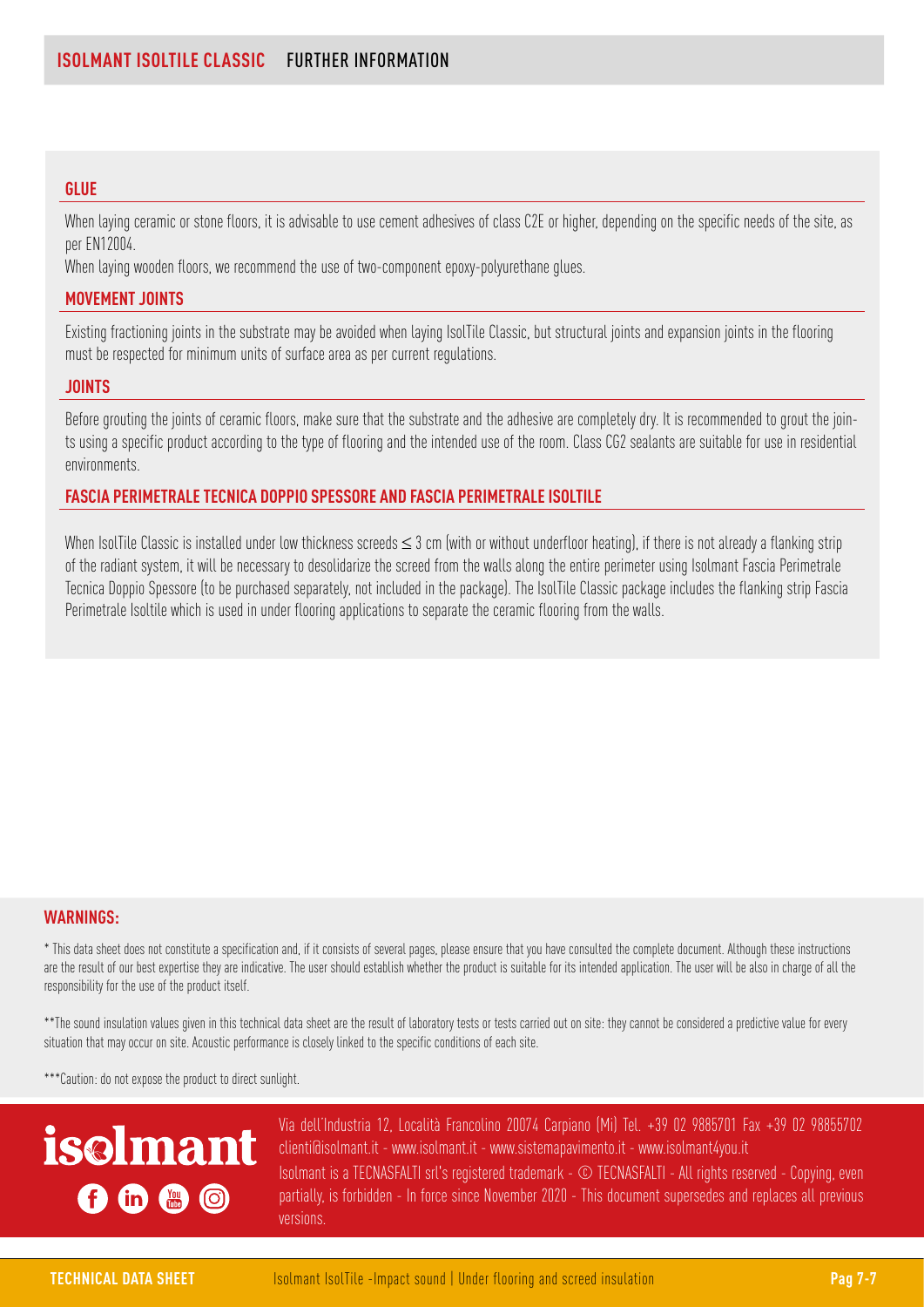## ISOLMANT ISOLTILE CLASSIC FURTHER INFORMATION

### GLUE

When laying ceramic or stone floors, it is advisable to use cement adhesives of class C2E or higher, depending on the specific needs of the site, as per EN12004.

When laying wooden floors, we recommend the use of two-component epoxy-polyurethane glues.

### MOVEMENT JOINTS

Existing fractioning joints in the substrate may be avoided when laying IsolTile Classic, but structural joints and expansion joints in the flooring must be respected for minimum units of surface area as per current regulations.

### JOINTS

Before grouting the joints of ceramic floors, make sure that the substrate and the adhesive are completely dry. It is recommended to grout the joints using a specific product according to the type of flooring and the intended use of the room. Class CG2 sealants are suitable for use in residential environments.

### FASCIA PERIMETRALE TECNICA DOPPIO SPESSORE AND FASCIA PERIMETRALE ISOLTILE

When IsolTile Classic is installed under low thickness screeds $\leq$ 3 cm (with or without underfloor heating), if there is not already a flanking strip of the radiant system, it will be necessary to desolidarize the screed from the walls along the entire perimeter using Isolmant Fascia Perimetrale Tecnica Doppio Spessore (to be purchased separately, not included in the package). The IsolTile Classic package includes the flanking strip Fascia Perimetrale Isoltile which is used in under flooring applications to separate the ceramic flooring from the walls.

### WARNINGS:

* This data sheet does not constitute a specification and, if it consists of several pages, please ensure that you have consulted the complete document. Although these instructions are the result of our best expertise they are indicative. The user should establish whether the product is suitable for its intended application. The user will be also in charge of all the responsibility for the use of the product itself.

**The sound insulation values given in this technical data sheet are the result of laboratory tests or tests carried out on site: they cannot be considered a predictive value for every situation that may occur on site. Acoustic performance is closely linked to the specific conditions of each site.

***Caution: do not expose the product to direct sunlight.

isolmant

Via dell'Industria 12, Località Francolino 20074 Carpiano (Mi) Tel. +39 02 9885701 Fax +39 02 98855702
clienti@isolmant.it - www.isolmant.it - www.sistemapavimento.it - www.isolmant4you.it
Isolmant is a TECNASFALTI srl's registered trademark - © TECNASFALTI - All rights reserved - Copying, even partially, is forbidden - In force since November 2020 - This document supersedes and replaces all previous versions.